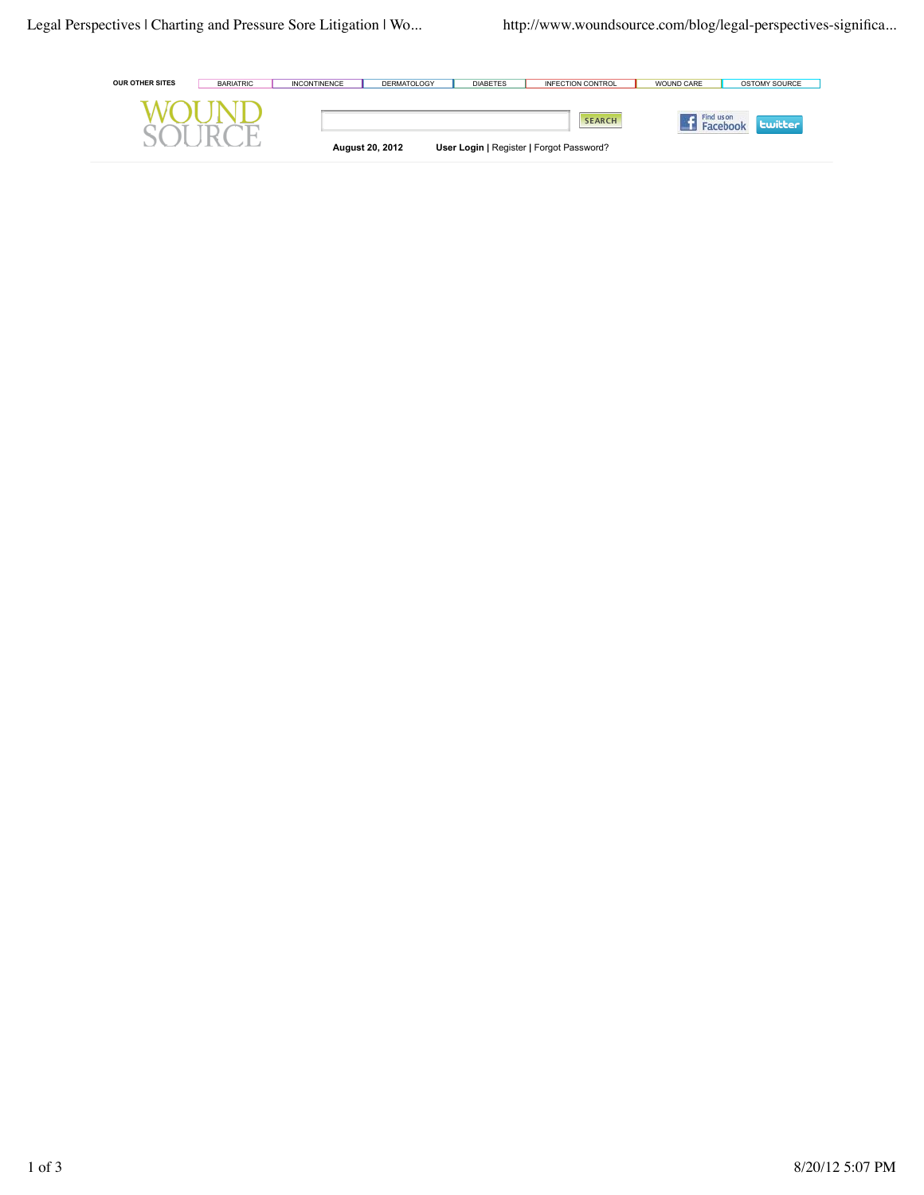OUR OTHER SITES | BARIATRIC | INCONTINENCE | DERMATOLOGY | DIABETES | INFECTION CONTROL | WOUND CARE | OSTOMY SOURCE

WOUND SOURCE

SEARCH

August 20, 2012    **User Login** | Register | Forgot Password?

Find us on Facebook | twitter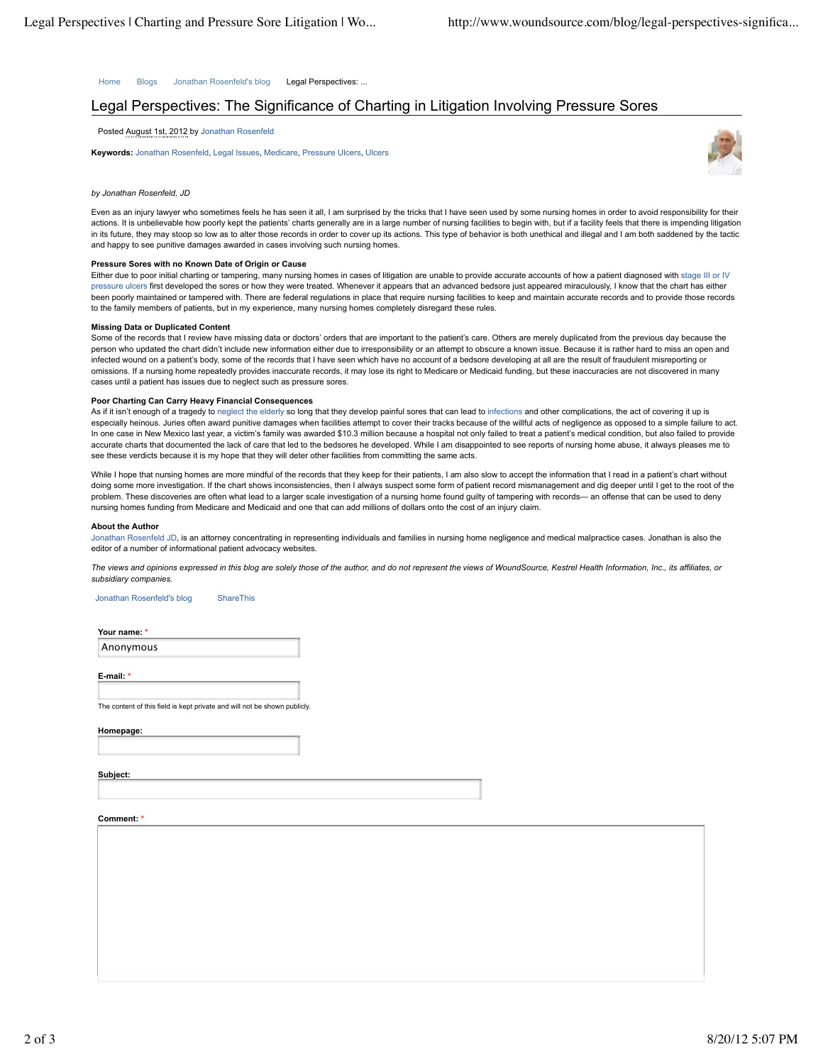Home Blogs Jonathan Rosenfeld's blog Legal Perspectives: ...

# Legal Perspectives: The Significance of Charting in Litigation Involving Pressure Sores

Posted August 1st, 2012 by Jonathan Rosenfeld

**Keywords:** Jonathan Rosenfeld, Legal Issues, Medicare, Pressure Ulcers, Ulcers

*by Jonathan Rosenfeld, JD*

Even as an injury lawyer who sometimes feels he has seen it all, I am surprised by the tricks that I have seen used by some nursing homes in order to avoid responsibility for their actions. It is unbelievable how poorly kept the patients' charts generally are in a large number of nursing facilities to begin with, but if a facility feels that there is impending litigation in its future, they may stoop so low as to alter those records in order to cover up its actions. This type of behavior is both unethical and illegal and I am both saddened by the tactic and happy to see punitive damages awarded in cases involving such nursing homes.

**Pressure Sores with no Known Date of Origin or Cause**

Either due to poor initial charting or tampering, many nursing homes in cases of litigation are unable to provide accurate accounts of how a patient diagnosed with stage III or IV pressure ulcers first developed the sores or how they were treated. Whenever it appears that an advanced bedsore just appeared miraculously, I know that the chart has either been poorly maintained or tampered with. There are federal regulations in place that require nursing facilities to keep and maintain accurate records and to provide those records to the family members of patients, but in my experience, many nursing homes completely disregard these rules.

**Missing Data or Duplicated Content**

Some of the records that I review have missing data or doctors' orders that are important to the patient's care. Others are merely duplicated from the previous day because the person who updated the chart didn't include new information either due to irresponsibility or an attempt to obscure a known issue. Because it is rather hard to miss an open and infected wound on a patient's body, some of the records that I have seen which have no account of a bedsore developing at all are the result of fraudulent misreporting or omissions. If a nursing home repeatedly provides inaccurate records, it may lose its right to Medicare or Medicaid funding, but these inaccuracies are not discovered in many cases until a patient has issues due to neglect such as pressure sores.

**Poor Charting Can Carry Heavy Financial Consequences**

As if it isn't enough of a tragedy to neglect the elderly so long that they develop painful sores that can lead to infections and other complications, the act of covering it up is especially heinous. Juries often award punitive damages when facilities attempt to cover their tracks because of the willful acts of negligence as opposed to a simple failure to act. In one case in New Mexico last year, a victim's family was awarded $10.3 million because a hospital not only failed to treat a patient's medical condition, but also failed to provide accurate charts that documented the lack of care that led to the bedsores he developed. While I am disappointed to see reports of nursing home abuse, it always pleases me to see these verdicts because it is my hope that they will deter other facilities from committing the same acts.

While I hope that nursing homes are more mindful of the records that they keep for their patients, I am also slow to accept the information that I read in a patient's chart without doing some more investigation. If the chart shows inconsistencies, then I always suspect some form of patient record mismanagement and dig deeper until I get to the root of the problem. These discoveries are often what lead to a larger scale investigation of a nursing home found guilty of tampering with records— an offense that can be used to deny nursing homes funding from Medicare and Medicaid and one that can add millions of dollars onto the cost of an injury claim.

**About the Author**

Jonathan Rosenfeld JD, is an attorney concentrating in representing individuals and families in nursing home negligence and medical malpractice cases. Jonathan is also the editor of a number of informational patient advocacy websites.

*The views and opinions expressed in this blog are solely those of the author, and do not represent the views of WoundSource, Kestrel Health Information, Inc., its affiliates, or subsidiary companies.*

Jonathan Rosenfeld's blog ShareThis

**Your name:** *

Anonymous

**E-mail:** *

The content of this field is kept private and will not be shown publicly.

**Homepage:**

**Subject:**

**Comment:** *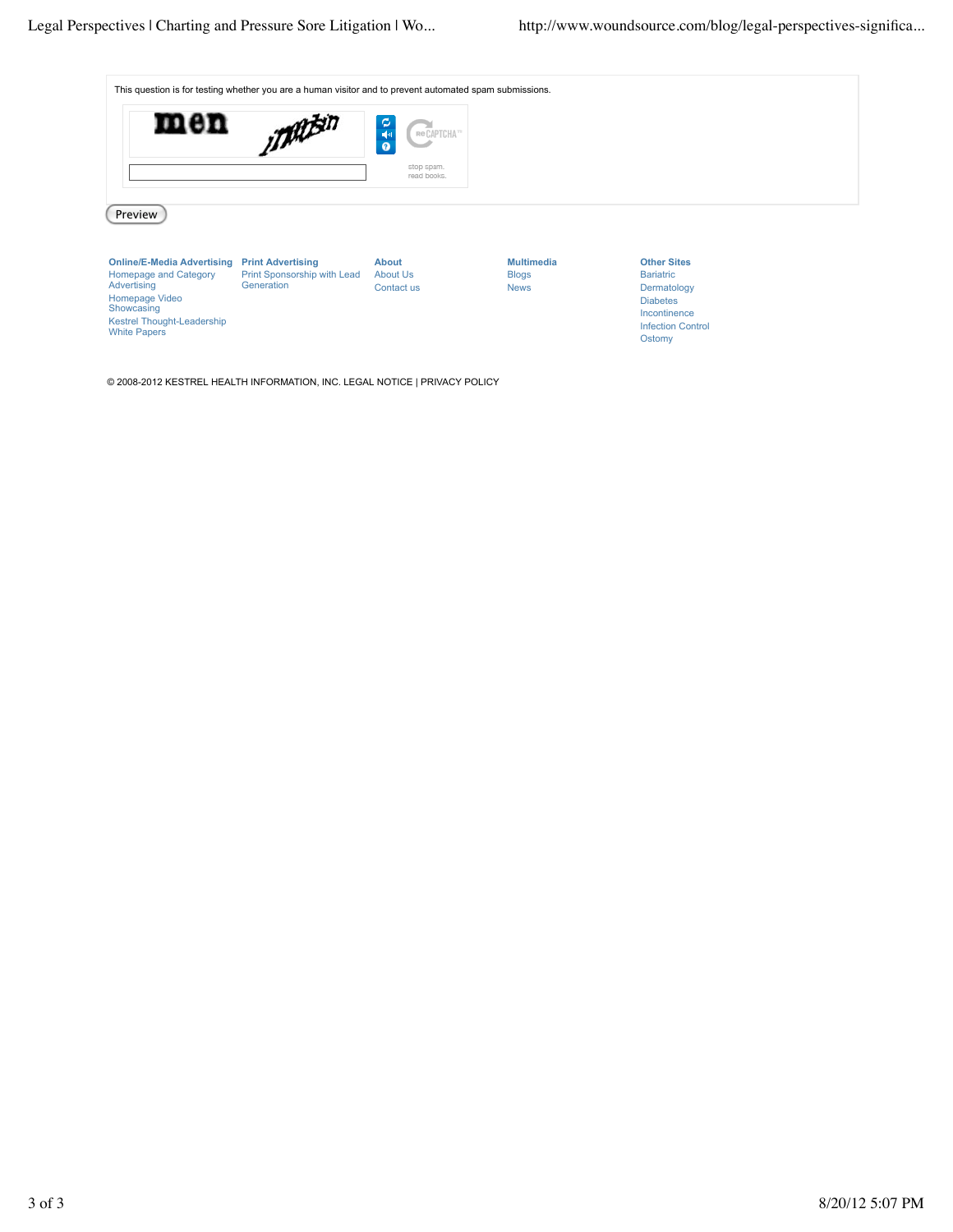This question is for testing whether you are a human visitor and to prevent automated spam submissions.

stop spam.
read books.

Preview

**Online/E-Media Advertising**
- Homepage and Category Advertising
- Homepage Video Showcasing
- Kestrel Thought-Leadership White Papers

**Print Advertising**
- Print Sponsorship with Lead Generation

**About**
- About Us
- Contact us

**Multimedia**
- Blogs
- News

**Other Sites**
- Bariatric
- Dermatology
- Diabetes
- Incontinence
- Infection Control
- Ostomy

© 2008-2012 KESTREL HEALTH INFORMATION, INC. LEGAL NOTICE | PRIVACY POLICY